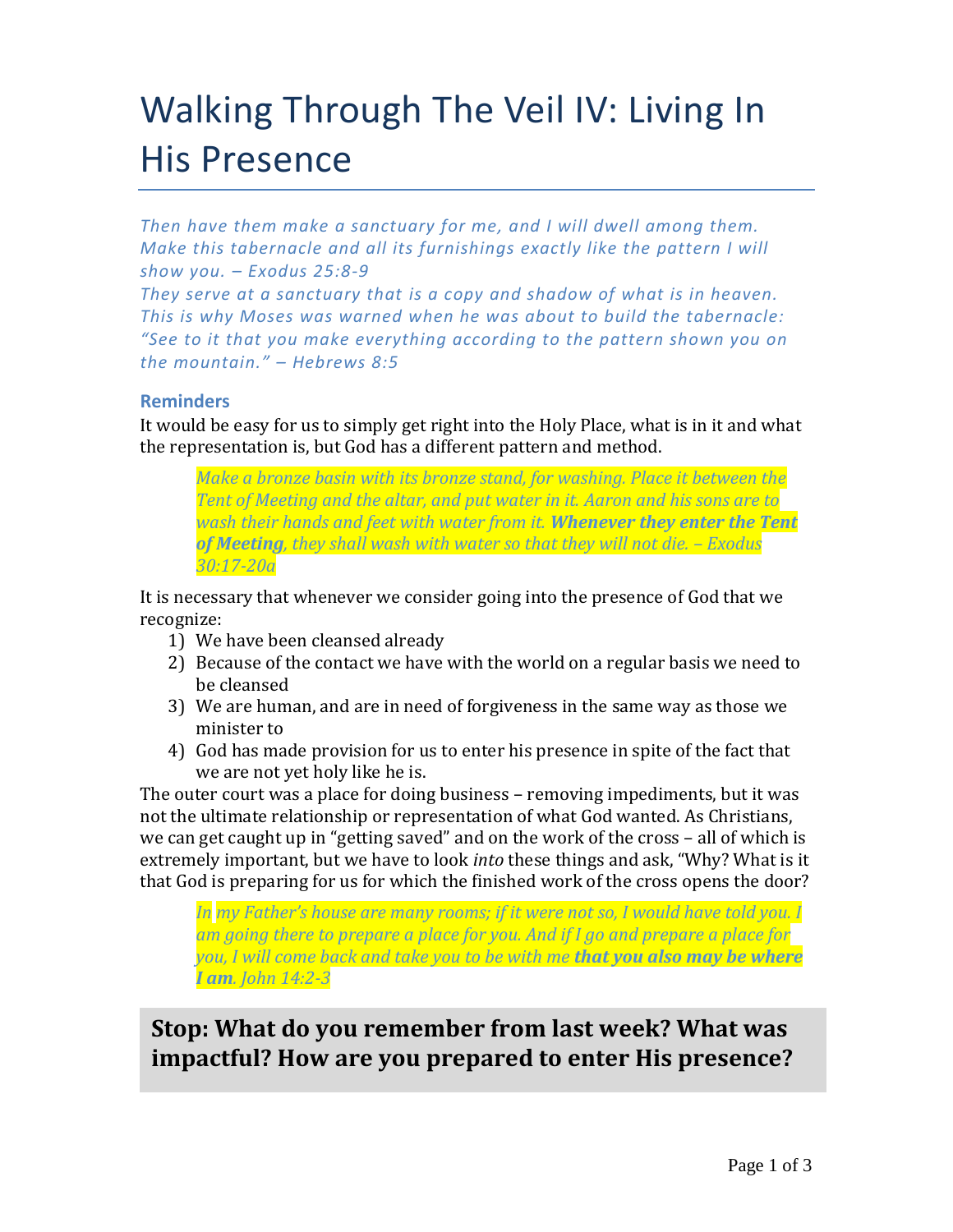# Walking Through The Veil IV: Living In His Presence

*Then have them make a sanctuary for me, and I will dwell among them. Make this tabernacle and all its furnishings exactly like the pattern I will show you. – Exodus 25:8-9*
*They serve at a sanctuary that is a copy and shadow of what is in heaven. This is why Moses was warned when he was about to build the tabernacle: "See to it that you make everything according to the pattern shown you on the mountain." – Hebrews 8:5*

### Reminders

It would be easy for us to simply get right into the Holy Place, what is in it and what the representation is, but God has a different pattern and method.

> *Make a bronze basin with its bronze stand, for washing. Place it between the Tent of Meeting and the altar, and put water in it. Aaron and his sons are to wash their hands and feet with water from it. **Whenever they enter the Tent of Meeting**, they shall wash with water so that they will not die. – Exodus 30:17-20a*

It is necessary that whenever we consider going into the presence of God that we recognize:

1) We have been cleansed already
2) Because of the contact we have with the world on a regular basis we need to be cleansed
3) We are human, and are in need of forgiveness in the same way as those we minister to
4) God has made provision for us to enter his presence in spite of the fact that we are not yet holy like he is.

The outer court was a place for doing business – removing impediments, but it was not the ultimate relationship or representation of what God wanted. As Christians, we can get caught up in "getting saved" and on the work of the cross – all of which is extremely important, but we have to look *into* these things and ask, "Why? What is it that God is preparing for us for which the finished work of the cross opens the door?

> *In my Father's house are many rooms; if it were not so, I would have told you. I am going there to prepare a place for you. And if I go and prepare a place for you, I will come back and take you to be with me **that you also may be where I am**. John 14:2-3*

**Stop: What do you remember from last week? What was impactful? How are you prepared to enter His presence?**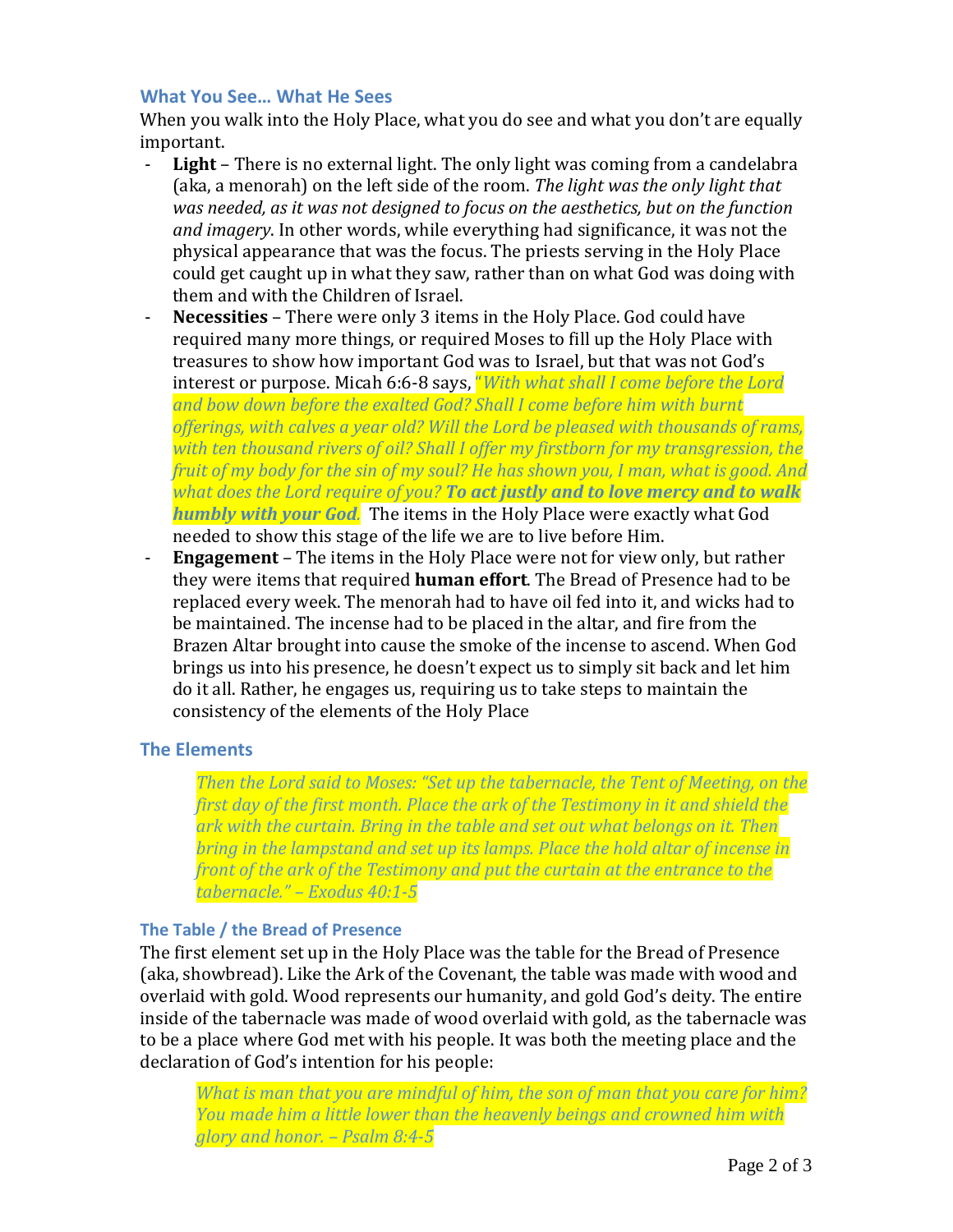## What You See… What He Sees

When you walk into the Holy Place, what you do see and what you don't are equally important.

- **Light** – There is no external light. The only light was coming from a candelabra (aka, a menorah) on the left side of the room. *The light was the only light that was needed, as it was not designed to focus on the aesthetics, but on the function and imagery*. In other words, while everything had significance, it was not the physical appearance that was the focus. The priests serving in the Holy Place could get caught up in what they saw, rather than on what God was doing with them and with the Children of Israel.
- **Necessities** – There were only 3 items in the Holy Place. God could have required many more things, or required Moses to fill up the Holy Place with treasures to show how important God was to Israel, but that was not God's interest or purpose. Micah 6:6-8 says, *"With what shall I come before the Lord and bow down before the exalted God? Shall I come before him with burnt offerings, with calves a year old? Will the Lord be pleased with thousands of rams, with ten thousand rivers of oil? Shall I offer my firstborn for my transgression, the fruit of my body for the sin of my soul? He has shown you, I man, what is good. And what does the Lord require of you? **To act justly and to love mercy and to walk humbly with your God**.* The items in the Holy Place were exactly what God needed to show this stage of the life we are to live before Him.
- **Engagement** – The items in the Holy Place were not for view only, but rather they were items that required **human effort**. The Bread of Presence had to be replaced every week. The menorah had to have oil fed into it, and wicks had to be maintained. The incense had to be placed in the altar, and fire from the Brazen Altar brought into cause the smoke of the incense to ascend. When God brings us into his presence, he doesn't expect us to simply sit back and let him do it all. Rather, he engages us, requiring us to take steps to maintain the consistency of the elements of the Holy Place

## The Elements

> *Then the Lord said to Moses: "Set up the tabernacle, the Tent of Meeting, on the first day of the first month. Place the ark of the Testimony in it and shield the ark with the curtain. Bring in the table and set out what belongs on it. Then bring in the lampstand and set up its lamps. Place the hold altar of incense in front of the ark of the Testimony and put the curtain at the entrance to the tabernacle." – Exodus 40:1-5*

### The Table / the Bread of Presence

The first element set up in the Holy Place was the table for the Bread of Presence (aka, showbread). Like the Ark of the Covenant, the table was made with wood and overlaid with gold. Wood represents our humanity, and gold God's deity. The entire inside of the tabernacle was made of wood overlaid with gold, as the tabernacle was to be a place where God met with his people. It was both the meeting place and the declaration of God's intention for his people:

> *What is man that you are mindful of him, the son of man that you care for him? You made him a little lower than the heavenly beings and crowned him with glory and honor. – Psalm 8:4-5*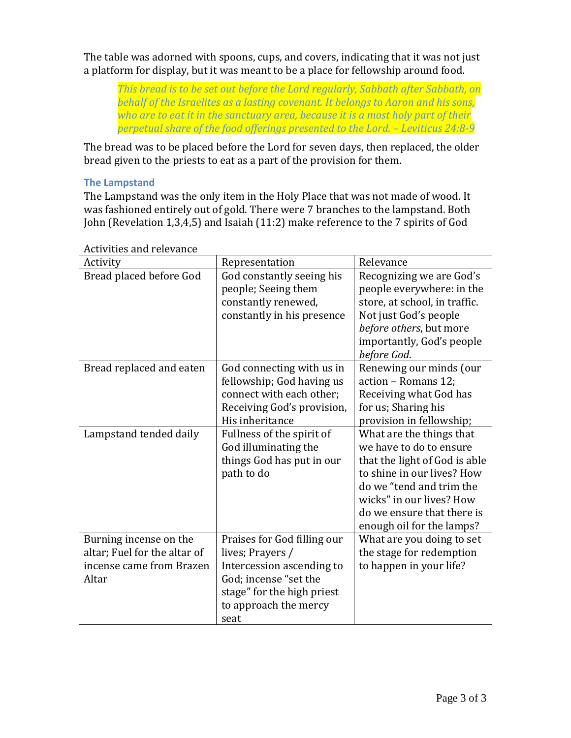The table was adorned with spoons, cups, and covers, indicating that it was not just a platform for display, but it was meant to be a place for fellowship around food.

> *This bread is to be set out before the Lord regularly, Sabbath after Sabbath, on behalf of the Israelites as a lasting covenant. It belongs to Aaron and his sons, who are to eat it in the sanctuary area, because it is a most holy part of their perpetual share of the food offerings presented to the Lord. – Leviticus 24:8-9*

The bread was to be placed before the Lord for seven days, then replaced, the older bread given to the priests to eat as a part of the provision for them.

### The Lampstand

The Lampstand was the only item in the Holy Place that was not made of wood. It was fashioned entirely out of gold. There were 7 branches to the lampstand. Both John (Revelation 1,3,4,5) and Isaiah (11:2) make reference to the 7 spirits of God

Activities and relevance

| Activity | Representation | Relevance |
|---|---|---|
| Bread placed before God | God constantly seeing his people; Seeing them constantly renewed, constantly in his presence | Recognizing we are God's people everywhere: in the store, at school, in traffic. Not just God's people *before others*, but more importantly, God's people *before God*. |
| Bread replaced and eaten | God connecting with us in fellowship; God having us connect with each other; Receiving God's provision, His inheritance | Renewing our minds (our action – Romans 12; Receiving what God has for us; Sharing his provision in fellowship; |
| Lampstand tended daily | Fullness of the spirit of God illuminating the things God has put in our path to do | What are the things that we have to do to ensure that the light of God is able to shine in our lives? How do we "tend and trim the wicks" in our lives? How do we ensure that there is enough oil for the lamps? |
| Burning incense on the altar; Fuel for the altar of incense came from Brazen Altar | Praises for God filling our lives; Prayers / Intercession ascending to God; incense "set the stage" for the high priest to approach the mercy seat | What are you doing to set the stage for redemption to happen in your life? |